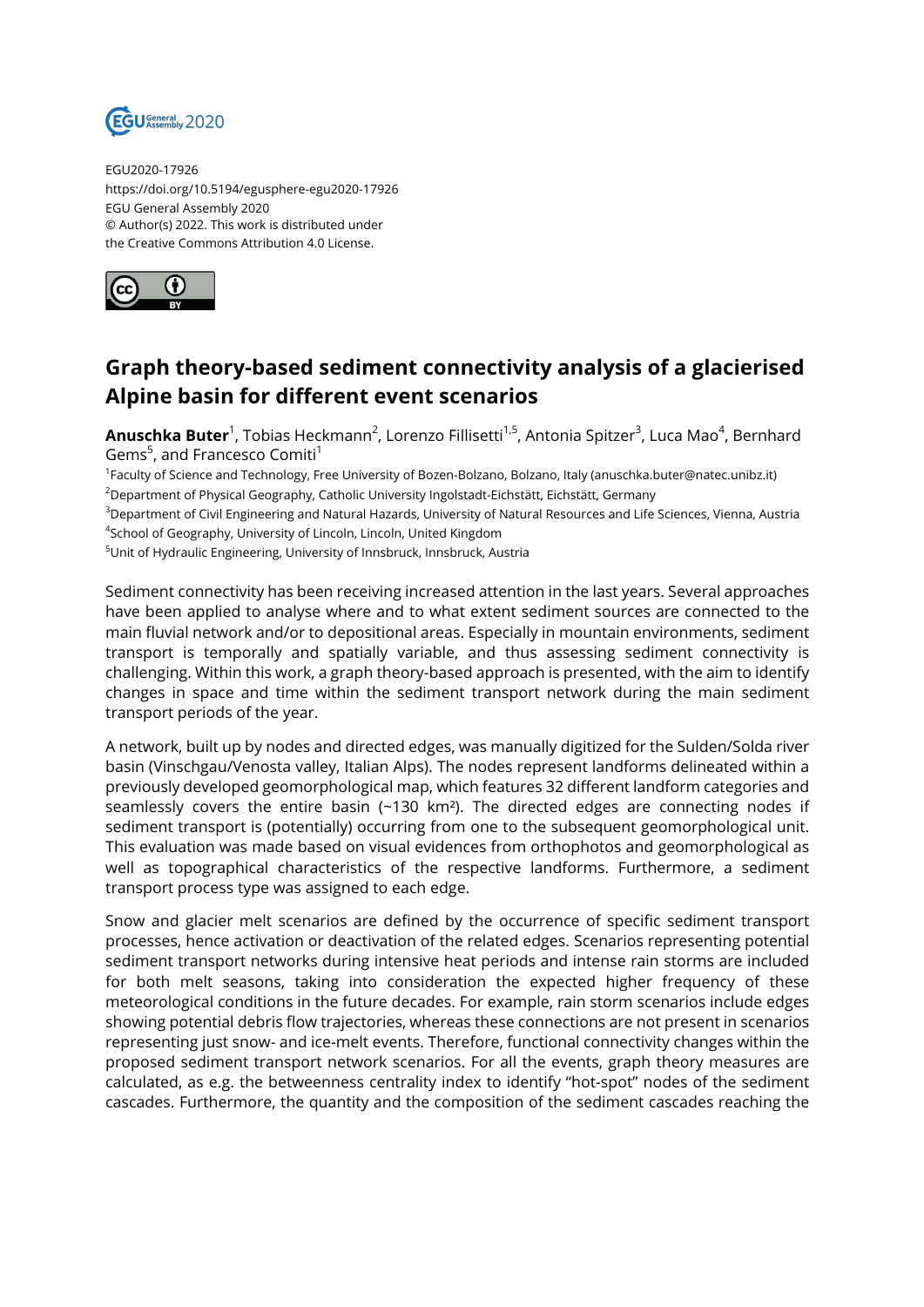EGU2020-17926
https://doi.org/10.5194/egusphere-egu2020-17926
EGU General Assembly 2020
© Author(s) 2022. This work is distributed under
the Creative Commons Attribution 4.0 License.

# Graph theory-based sediment connectivity analysis of a glacierised Alpine basin for different event scenarios

**Anuschka Buter**[1], Tobias Heckmann[2], Lorenzo Fillisetti[1,5], Antonia Spitzer[3], Luca Mao[4], Bernhard Gems[5], and Francesco Comiti[1]

[1]Faculty of Science and Technology, Free University of Bozen-Bolzano, Bolzano, Italy (anuschka.buter@natec.unibz.it)
[2]Department of Physical Geography, Catholic University Ingolstadt-Eichstätt, Eichstätt, Germany
[3]Department of Civil Engineering and Natural Hazards, University of Natural Resources and Life Sciences, Vienna, Austria
[4]School of Geography, University of Lincoln, Lincoln, United Kingdom
[5]Unit of Hydraulic Engineering, University of Innsbruck, Innsbruck, Austria

Sediment connectivity has been receiving increased attention in the last years. Several approaches have been applied to analyse where and to what extent sediment sources are connected to the main fluvial network and/or to depositional areas. Especially in mountain environments, sediment transport is temporally and spatially variable, and thus assessing sediment connectivity is challenging. Within this work, a graph theory-based approach is presented, with the aim to identify changes in space and time within the sediment transport network during the main sediment transport periods of the year.

A network, built up by nodes and directed edges, was manually digitized for the Sulden/Solda river basin (Vinschgau/Venosta valley, Italian Alps). The nodes represent landforms delineated within a previously developed geomorphological map, which features 32 different landform categories and seamlessly covers the entire basin (~130 km²). The directed edges are connecting nodes if sediment transport is (potentially) occurring from one to the subsequent geomorphological unit. This evaluation was made based on visual evidences from orthophotos and geomorphological as well as topographical characteristics of the respective landforms. Furthermore, a sediment transport process type was assigned to each edge.

Snow and glacier melt scenarios are defined by the occurrence of specific sediment transport processes, hence activation or deactivation of the related edges. Scenarios representing potential sediment transport networks during intensive heat periods and intense rain storms are included for both melt seasons, taking into consideration the expected higher frequency of these meteorological conditions in the future decades. For example, rain storm scenarios include edges showing potential debris flow trajectories, whereas these connections are not present in scenarios representing just snow- and ice-melt events. Therefore, functional connectivity changes within the proposed sediment transport network scenarios. For all the events, graph theory measures are calculated, as e.g. the betweenness centrality index to identify "hot-spot" nodes of the sediment cascades. Furthermore, the quantity and the composition of the sediment cascades reaching the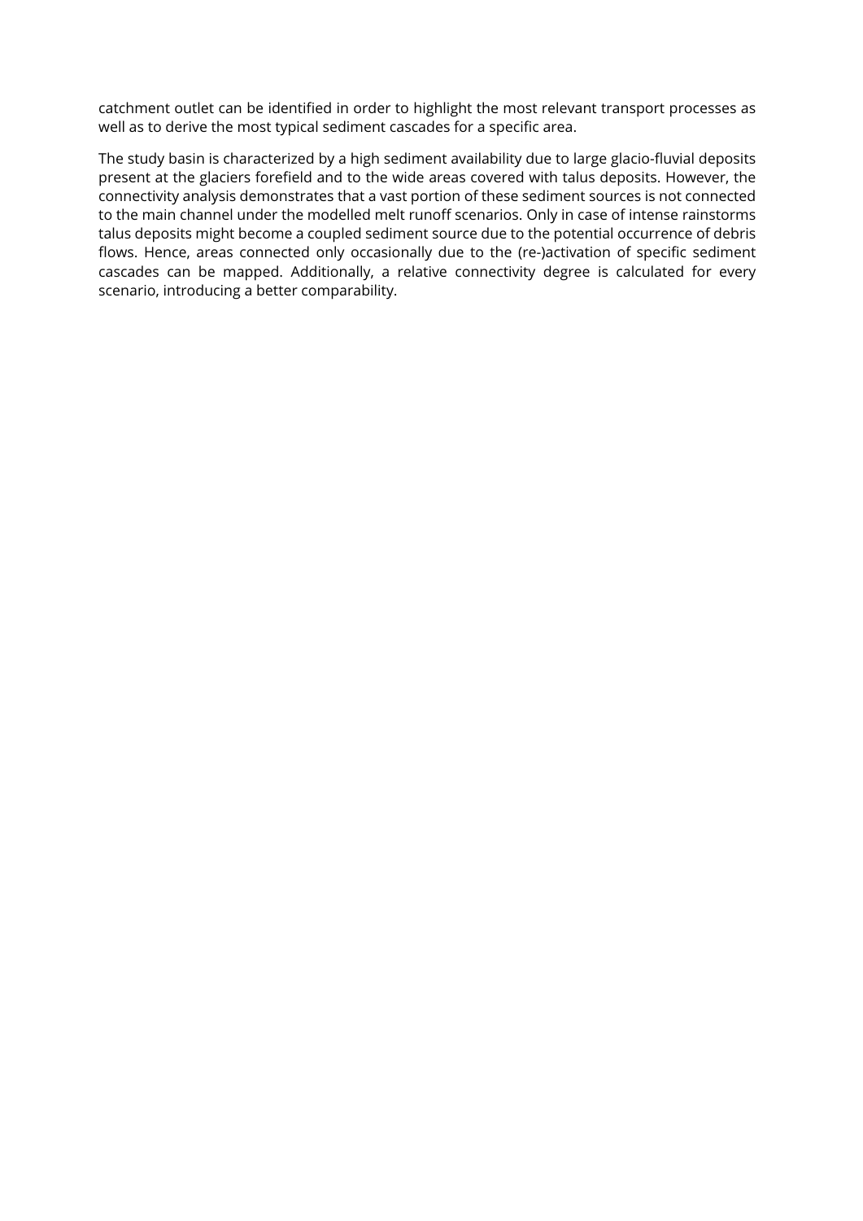catchment outlet can be identified in order to highlight the most relevant transport processes as well as to derive the most typical sediment cascades for a specific area.

The study basin is characterized by a high sediment availability due to large glacio-fluvial deposits present at the glaciers forefield and to the wide areas covered with talus deposits. However, the connectivity analysis demonstrates that a vast portion of these sediment sources is not connected to the main channel under the modelled melt runoff scenarios. Only in case of intense rainstorms talus deposits might become a coupled sediment source due to the potential occurrence of debris flows. Hence, areas connected only occasionally due to the (re-)activation of specific sediment cascades can be mapped. Additionally, a relative connectivity degree is calculated for every scenario, introducing a better comparability.